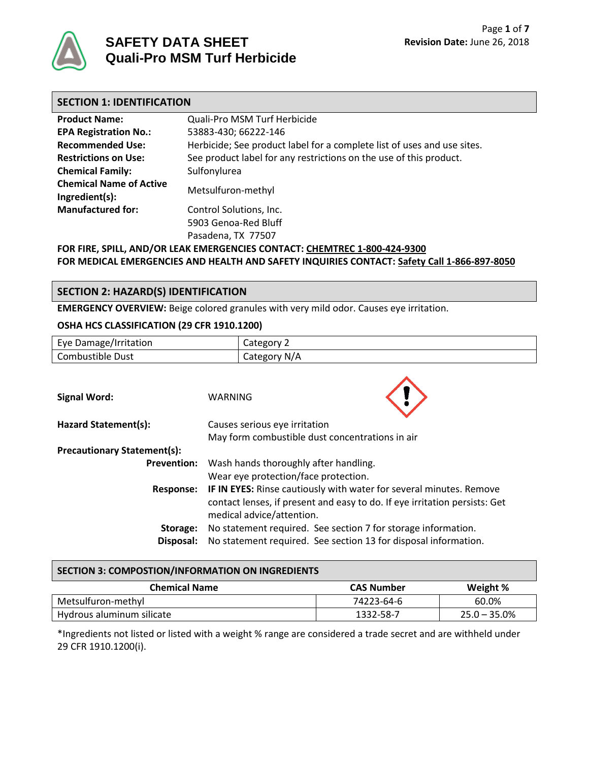# SAFETY DATA SHEET
# Quali-Pro MSM Turf Herbicide

Revision Date: June 26, 2018

## SECTION 1: IDENTIFICATION

| | |
|---|---|
| **Product Name:** | Quali-Pro MSM Turf Herbicide |
| **EPA Registration No.:** | 53883-430; 66222-146 |
| **Recommended Use:** | Herbicide; See product label for a complete list of uses and use sites. |
| **Restrictions on Use:** | See product label for any restrictions on the use of this product. |
| **Chemical Family:** | Sulfonylurea |
| **Chemical Name of Active Ingredient(s):** | Metsulfuron-methyl |
| **Manufactured for:** | Control Solutions, Inc.<br>5903 Genoa-Red Bluff<br>Pasadena, TX 77507 |

**FOR FIRE, SPILL, AND/OR LEAK EMERGENCIES CONTACT: CHEMTREC 1-800-424-9300**
**FOR MEDICAL EMERGENCIES AND HEALTH AND SAFETY INQUIRIES CONTACT: Safety Call 1-866-897-8050**

## SECTION 2: HAZARD(S) IDENTIFICATION

**EMERGENCY OVERVIEW:** Beige colored granules with very mild odor. Causes eye irritation.

**OSHA HCS CLASSIFICATION (29 CFR 1910.1200)**

| | |
|---|---|
| Eye Damage/Irritation | Category 2 |
| Combustible Dust | Category N/A |

**Signal Word:** WARNING

**Hazard Statement(s):** Causes serious eye irritation
May form combustible dust concentrations in air

**Precautionary Statement(s):**

**Prevention:** Wash hands thoroughly after handling.
Wear eye protection/face protection.

**Response:** **IF IN EYES:** Rinse cautiously with water for several minutes. Remove contact lenses, if present and easy to do. If eye irritation persists: Get medical advice/attention.

**Storage:** No statement required. See section 7 for storage information.

**Disposal:** No statement required. See section 13 for disposal information.

## SECTION 3: COMPOSTION/INFORMATION ON INGREDIENTS

| Chemical Name | CAS Number | Weight % |
|---|---|---|
| Metsulfuron-methyl | 74223-64-6 | 60.0% |
| Hydrous aluminum silicate | 1332-58-7 | 25.0 – 35.0% |

*Ingredients not listed or listed with a weight % range are considered a trade secret and are withheld under 29 CFR 1910.1200(i).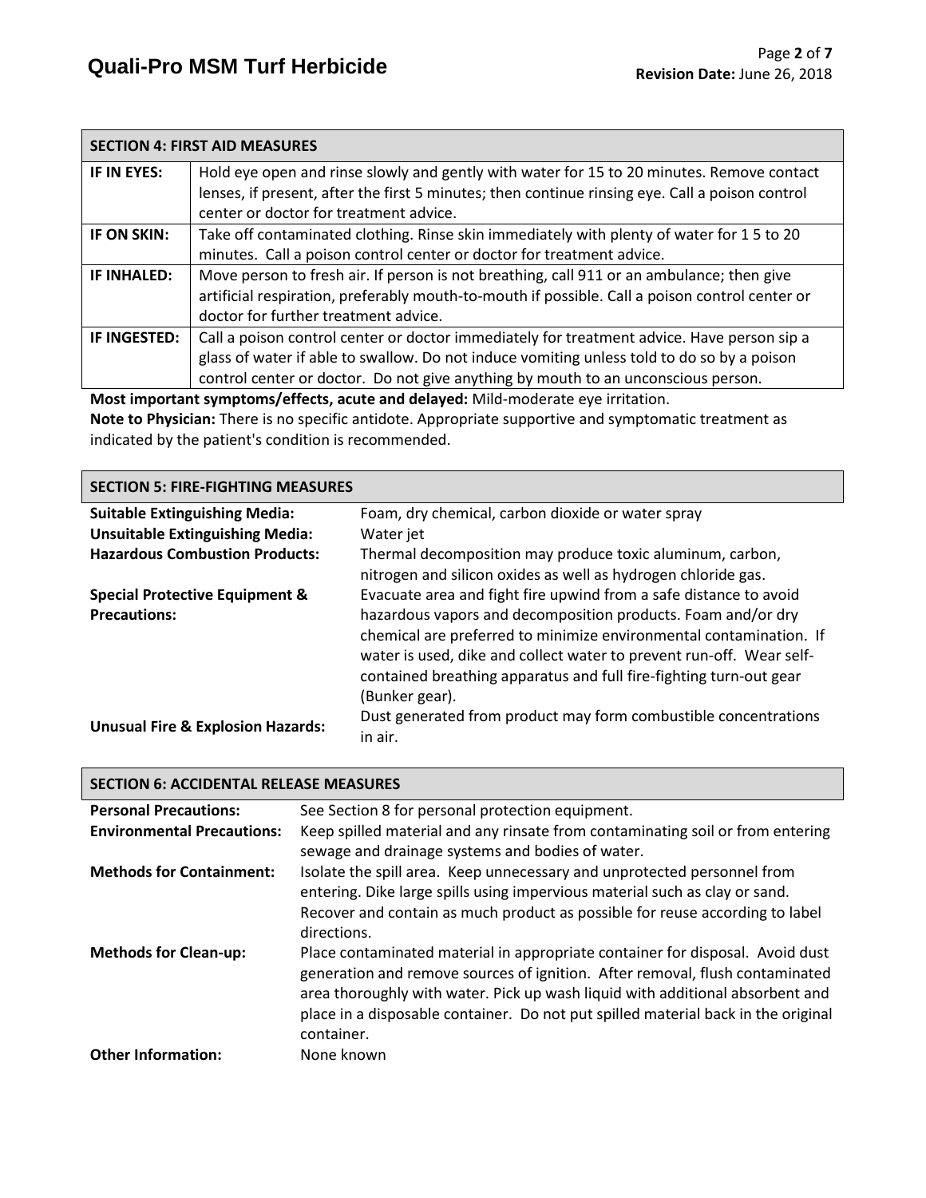| SECTION 4: FIRST AID MEASURES | |
|---|---|
| **IF IN EYES:** | Hold eye open and rinse slowly and gently with water for 15 to 20 minutes. Remove contact lenses, if present, after the first 5 minutes; then continue rinsing eye. Call a poison control center or doctor for treatment advice. |
| **IF ON SKIN:** | Take off contaminated clothing. Rinse skin immediately with plenty of water for 1 5 to 20 minutes. Call a poison control center or doctor for treatment advice. |
| **IF INHALED:** | Move person to fresh air. If person is not breathing, call 911 or an ambulance; then give artificial respiration, preferably mouth-to-mouth if possible. Call a poison control center or doctor for further treatment advice. |
| **IF INGESTED:** | Call a poison control center or doctor immediately for treatment advice. Have person sip a glass of water if able to swallow. Do not induce vomiting unless told to do so by a poison control center or doctor. Do not give anything by mouth to an unconscious person. |

**Most important symptoms/effects, acute and delayed:** Mild-moderate eye irritation.

**Note to Physician:** There is no specific antidote. Appropriate supportive and symptomatic treatment as indicated by the patient's condition is recommended.

| SECTION 5: FIRE-FIGHTING MEASURES | |
|---|---|
| **Suitable Extinguishing Media:** | Foam, dry chemical, carbon dioxide or water spray |
| **Unsuitable Extinguishing Media:** | Water jet |
| **Hazardous Combustion Products:** | Thermal decomposition may produce toxic aluminum, carbon, nitrogen and silicon oxides as well as hydrogen chloride gas. |
| **Special Protective Equipment & Precautions:** | Evacuate area and fight fire upwind from a safe distance to avoid hazardous vapors and decomposition products. Foam and/or dry chemical are preferred to minimize environmental contamination. If water is used, dike and collect water to prevent run-off. Wear self-contained breathing apparatus and full fire-fighting turn-out gear (Bunker gear). |
| **Unusual Fire & Explosion Hazards:** | Dust generated from product may form combustible concentrations in air. |

| SECTION 6: ACCIDENTAL RELEASE MEASURES | |
|---|---|
| **Personal Precautions:** | See Section 8 for personal protection equipment. |
| **Environmental Precautions:** | Keep spilled material and any rinsate from contaminating soil or from entering sewage and drainage systems and bodies of water. |
| **Methods for Containment:** | Isolate the spill area. Keep unnecessary and unprotected personnel from entering. Dike large spills using impervious material such as clay or sand. Recover and contain as much product as possible for reuse according to label directions. |
| **Methods for Clean-up:** | Place contaminated material in appropriate container for disposal. Avoid dust generation and remove sources of ignition. After removal, flush contaminated area thoroughly with water. Pick up wash liquid with additional absorbent and place in a disposable container. Do not put spilled material back in the original container. |
| **Other Information:** | None known |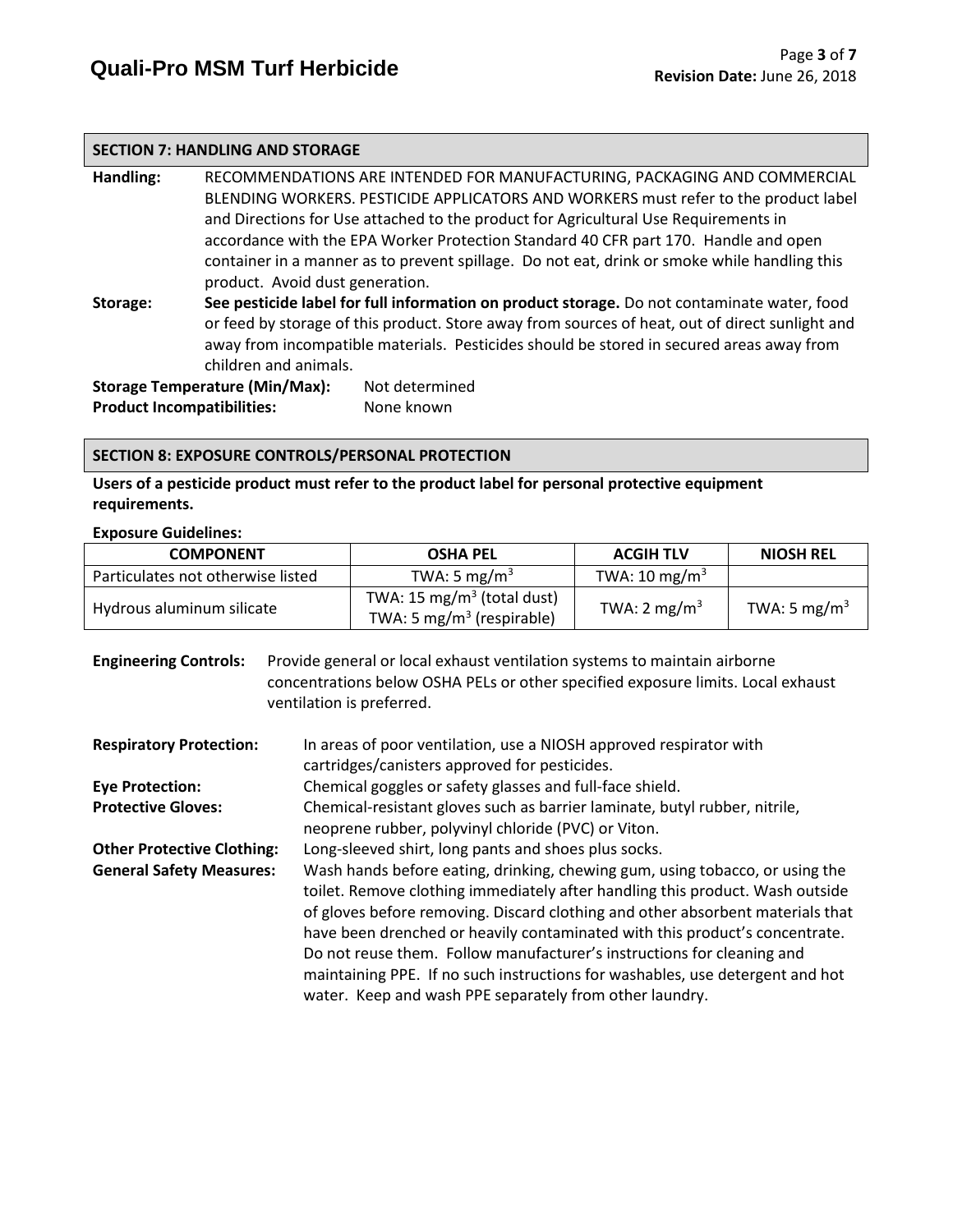## SECTION 7: HANDLING AND STORAGE

**Handling:** RECOMMENDATIONS ARE INTENDED FOR MANUFACTURING, PACKAGING AND COMMERCIAL BLENDING WORKERS. PESTICIDE APPLICATORS AND WORKERS must refer to the product label and Directions for Use attached to the product for Agricultural Use Requirements in accordance with the EPA Worker Protection Standard 40 CFR part 170. Handle and open container in a manner as to prevent spillage. Do not eat, drink or smoke while handling this product. Avoid dust generation.

**Storage:** **See pesticide label for full information on product storage.** Do not contaminate water, food or feed by storage of this product. Store away from sources of heat, out of direct sunlight and away from incompatible materials. Pesticides should be stored in secured areas away from children and animals.

**Storage Temperature (Min/Max):** Not determined

**Product Incompatibilities:** None known

## SECTION 8: EXPOSURE CONTROLS/PERSONAL PROTECTION

**Users of a pesticide product must refer to the product label for personal protective equipment requirements.**

**Exposure Guidelines:**

| COMPONENT | OSHA PEL | ACGIH TLV | NIOSH REL |
|---|---|---|---|
| Particulates not otherwise listed | TWA: 5 $mg/m^3$ | TWA: 10 $mg/m^3$ | |
| Hydrous aluminum silicate | TWA: 15 $mg/m^3$ (total dust)<br>TWA: 5 $mg/m^3$ (respirable) | TWA: 2 $mg/m^3$ | TWA: 5 $mg/m^3$ |

**Engineering Controls:** Provide general or local exhaust ventilation systems to maintain airborne concentrations below OSHA PELs or other specified exposure limits. Local exhaust ventilation is preferred.

**Respiratory Protection:** In areas of poor ventilation, use a NIOSH approved respirator with cartridges/canisters approved for pesticides.

**Eye Protection:** Chemical goggles or safety glasses and full-face shield.

**Protective Gloves:** Chemical-resistant gloves such as barrier laminate, butyl rubber, nitrile, neoprene rubber, polyvinyl chloride (PVC) or Viton.

**Other Protective Clothing:** Long-sleeved shirt, long pants and shoes plus socks.

**General Safety Measures:** Wash hands before eating, drinking, chewing gum, using tobacco, or using the toilet. Remove clothing immediately after handling this product. Wash outside of gloves before removing. Discard clothing and other absorbent materials that have been drenched or heavily contaminated with this product's concentrate. Do not reuse them. Follow manufacturer's instructions for cleaning and maintaining PPE. If no such instructions for washables, use detergent and hot water. Keep and wash PPE separately from other laundry.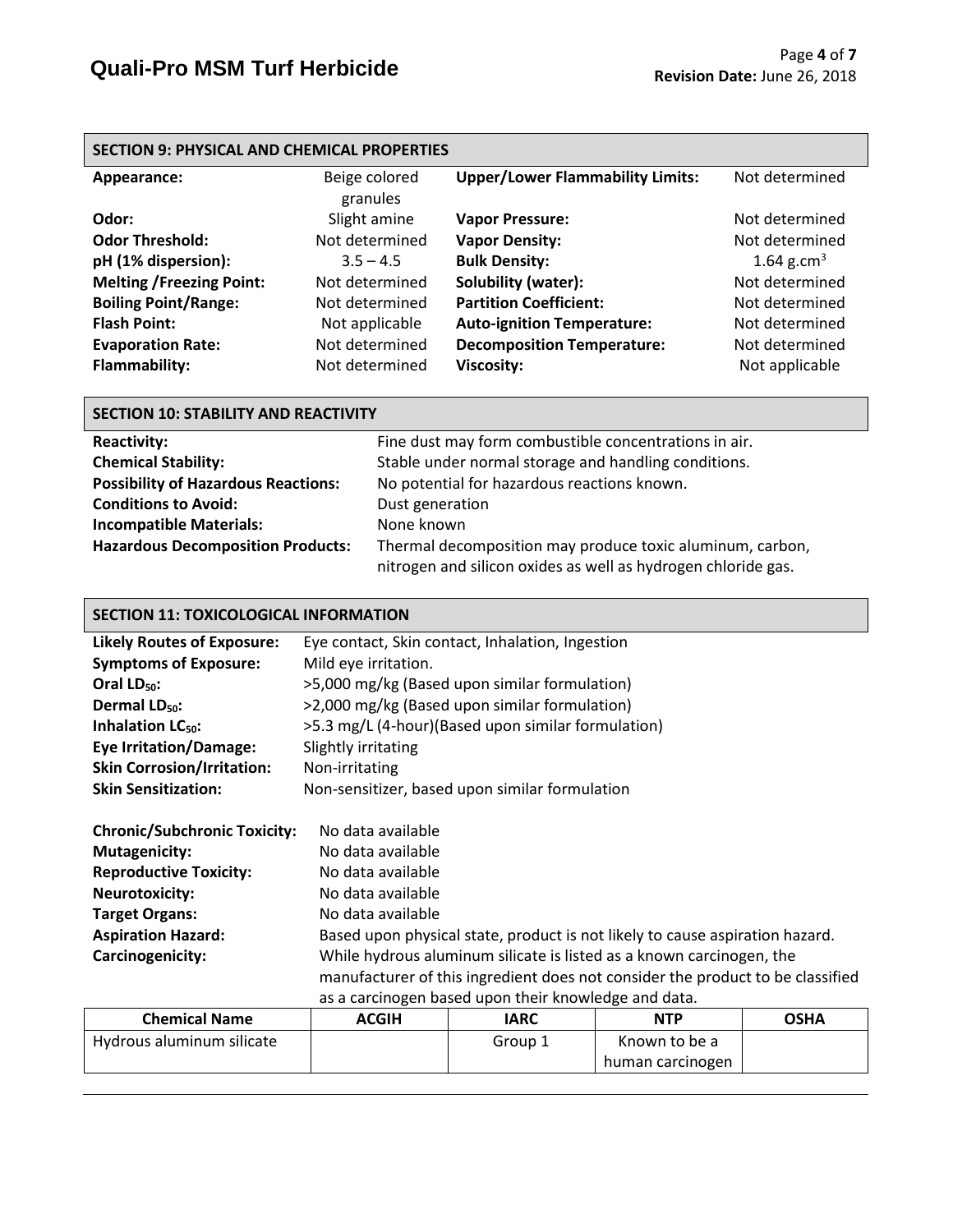## SECTION 9: PHYSICAL AND CHEMICAL PROPERTIES

| | | | |
|---|---|---|---|
| **Appearance:** | Beige colored granules | **Upper/Lower Flammability Limits:** | Not determined |
| **Odor:** | Slight amine | **Vapor Pressure:** | Not determined |
| **Odor Threshold:** | Not determined | **Vapor Density:** | Not determined |
| **pH (1% dispersion):** | 3.5 – 4.5 | **Bulk Density:** | 1.64 $g.cm^3$ |
| **Melting /Freezing Point:** | Not determined | **Solubility (water):** | Not determined |
| **Boiling Point/Range:** | Not determined | **Partition Coefficient:** | Not determined |
| **Flash Point:** | Not applicable | **Auto-ignition Temperature:** | Not determined |
| **Evaporation Rate:** | Not determined | **Decomposition Temperature:** | Not determined |
| **Flammability:** | Not determined | **Viscosity:** | Not applicable |

## SECTION 10: STABILITY AND REACTIVITY

**Reactivity:** Fine dust may form combustible concentrations in air.

**Chemical Stability:** Stable under normal storage and handling conditions.

**Possibility of Hazardous Reactions:** No potential for hazardous reactions known.

**Conditions to Avoid:** Dust generation

**Incompatible Materials:** None known

**Hazardous Decomposition Products:** Thermal decomposition may produce toxic aluminum, carbon, nitrogen and silicon oxides as well as hydrogen chloride gas.

## SECTION 11: TOXICOLOGICAL INFORMATION

**Likely Routes of Exposure:** Eye contact, Skin contact, Inhalation, Ingestion

**Symptoms of Exposure:** Mild eye irritation.

**Oral $LD_{50}$:** >5,000 mg/kg (Based upon similar formulation)

**Dermal $LD_{50}$:** >2,000 mg/kg (Based upon similar formulation)

**Inhalation $LC_{50}$:** >5.3 mg/L (4-hour)(Based upon similar formulation)

**Eye Irritation/Damage:** Slightly irritating

**Skin Corrosion/Irritation:** Non-irritating

**Skin Sensitization:** Non-sensitizer, based upon similar formulation

**Chronic/Subchronic Toxicity:** No data available

**Mutagenicity:** No data available

**Reproductive Toxicity:** No data available

**Neurotoxicity:** No data available

**Target Organs:** No data available

**Aspiration Hazard:** Based upon physical state, product is not likely to cause aspiration hazard.

**Carcinogenicity:** While hydrous aluminum silicate is listed as a known carcinogen, the manufacturer of this ingredient does not consider the product to be classified as a carcinogen based upon their knowledge and data.

| Chemical Name | ACGIH | IARC | NTP | OSHA |
|---|---|---|---|---|
| Hydrous aluminum silicate | | Group 1 | Known to be a human carcinogen | |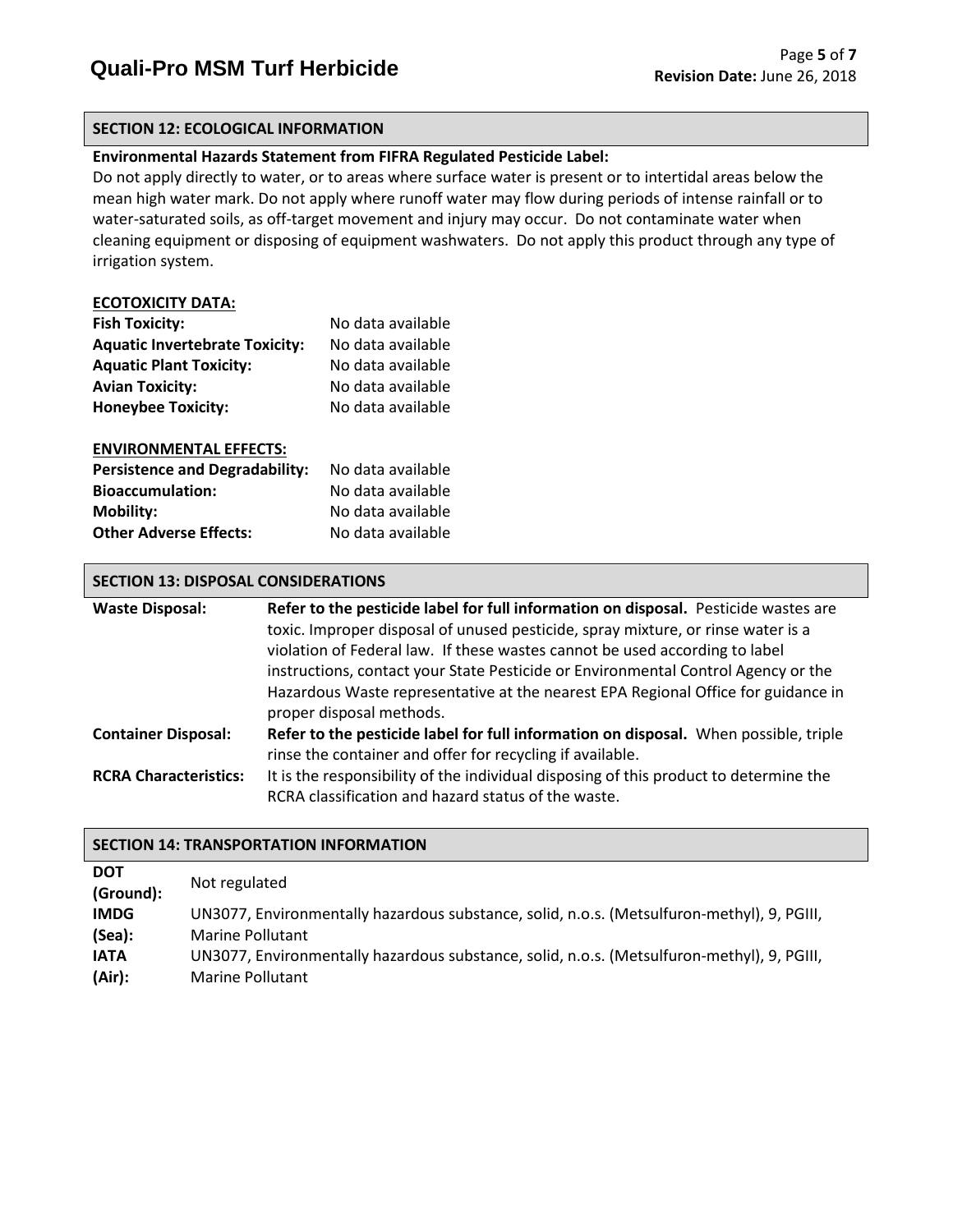## SECTION 12: ECOLOGICAL INFORMATION

**Environmental Hazards Statement from FIFRA Regulated Pesticide Label:**

Do not apply directly to water, or to areas where surface water is present or to intertidal areas below the mean high water mark. Do not apply where runoff water may flow during periods of intense rainfall or to water-saturated soils, as off-target movement and injury may occur. Do not contaminate water when cleaning equipment or disposing of equipment washwaters. Do not apply this product through any type of irrigation system.

**ECOTOXICITY DATA:**

| | |
|---|---|
| **Fish Toxicity:** | No data available |
| **Aquatic Invertebrate Toxicity:** | No data available |
| **Aquatic Plant Toxicity:** | No data available |
| **Avian Toxicity:** | No data available |
| **Honeybee Toxicity:** | No data available |

**ENVIRONMENTAL EFFECTS:**

| | |
|---|---|
| **Persistence and Degradability:** | No data available |
| **Bioaccumulation:** | No data available |
| **Mobility:** | No data available |
| **Other Adverse Effects:** | No data available |

## SECTION 13: DISPOSAL CONSIDERATIONS

| | |
|---|---|
| **Waste Disposal:** | **Refer to the pesticide label for full information on disposal.** Pesticide wastes are toxic. Improper disposal of unused pesticide, spray mixture, or rinse water is a violation of Federal law. If these wastes cannot be used according to label instructions, contact your State Pesticide or Environmental Control Agency or the Hazardous Waste representative at the nearest EPA Regional Office for guidance in proper disposal methods. |
| **Container Disposal:** | **Refer to the pesticide label for full information on disposal.** When possible, triple rinse the container and offer for recycling if available. |
| **RCRA Characteristics:** | It is the responsibility of the individual disposing of this product to determine the RCRA classification and hazard status of the waste. |

## SECTION 14: TRANSPORTATION INFORMATION

| | |
|---|---|
| **DOT (Ground):** | Not regulated |
| **IMDG (Sea):** | UN3077, Environmentally hazardous substance, solid, n.o.s. (Metsulfuron-methyl), 9, PGIII, Marine Pollutant |
| **IATA (Air):** | UN3077, Environmentally hazardous substance, solid, n.o.s. (Metsulfuron-methyl), 9, PGIII, Marine Pollutant |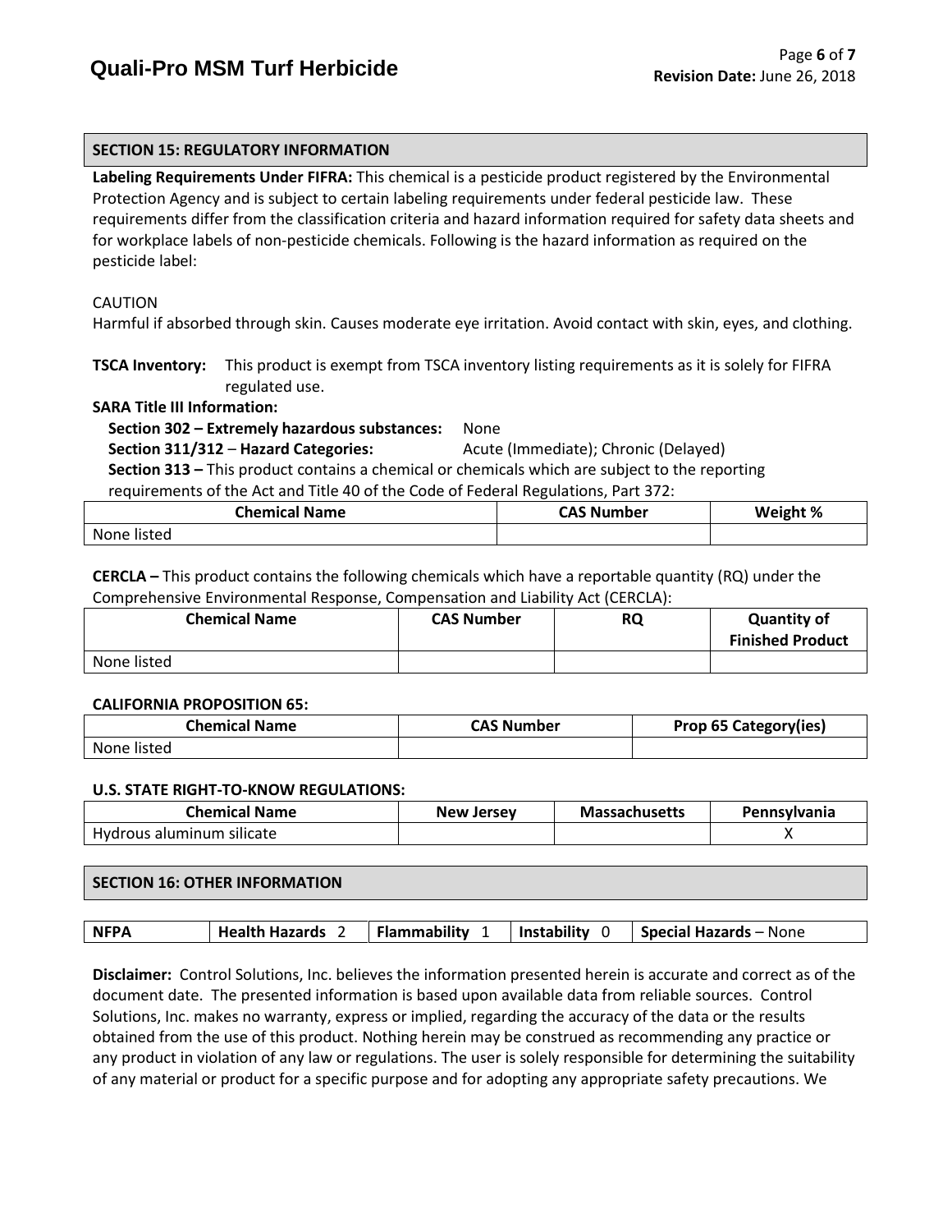## SECTION 15: REGULATORY INFORMATION

**Labeling Requirements Under FIFRA:** This chemical is a pesticide product registered by the Environmental Protection Agency and is subject to certain labeling requirements under federal pesticide law. These requirements differ from the classification criteria and hazard information required for safety data sheets and for workplace labels of non-pesticide chemicals. Following is the hazard information as required on the pesticide label:

CAUTION
Harmful if absorbed through skin. Causes moderate eye irritation. Avoid contact with skin, eyes, and clothing.

**TSCA Inventory:** This product is exempt from TSCA inventory listing requirements as it is solely for FIFRA regulated use.

**SARA Title III Information:**

**Section 302 – Extremely hazardous substances:** None

**Section 311/312 – Hazard Categories:** Acute (Immediate); Chronic (Delayed)

**Section 313 –** This product contains a chemical or chemicals which are subject to the reporting requirements of the Act and Title 40 of the Code of Federal Regulations, Part 372:

| Chemical Name | CAS Number | Weight % |
|---|---|---|
| None listed | | |

**CERCLA –** This product contains the following chemicals which have a reportable quantity (RQ) under the Comprehensive Environmental Response, Compensation and Liability Act (CERCLA):

| Chemical Name | CAS Number | RQ | Quantity of Finished Product |
|---|---|---|---|
| None listed | | | |

**CALIFORNIA PROPOSITION 65:**

| Chemical Name | CAS Number | Prop 65 Category(ies) |
|---|---|---|
| None listed | | |

**U.S. STATE RIGHT-TO-KNOW REGULATIONS:**

| Chemical Name | New Jersey | Massachusetts | Pennsylvania |
|---|---|---|---|
| Hydrous aluminum silicate | | | X |

## SECTION 16: OTHER INFORMATION

| NFPA | Health Hazards 2 | Flammability 1 | Instability 0 | Special Hazards – None |
|---|---|---|---|---|

**Disclaimer:** Control Solutions, Inc. believes the information presented herein is accurate and correct as of the document date. The presented information is based upon available data from reliable sources. Control Solutions, Inc. makes no warranty, express or implied, regarding the accuracy of the data or the results obtained from the use of this product. Nothing herein may be construed as recommending any practice or any product in violation of any law or regulations. The user is solely responsible for determining the suitability of any material or product for a specific purpose and for adopting any appropriate safety precautions. We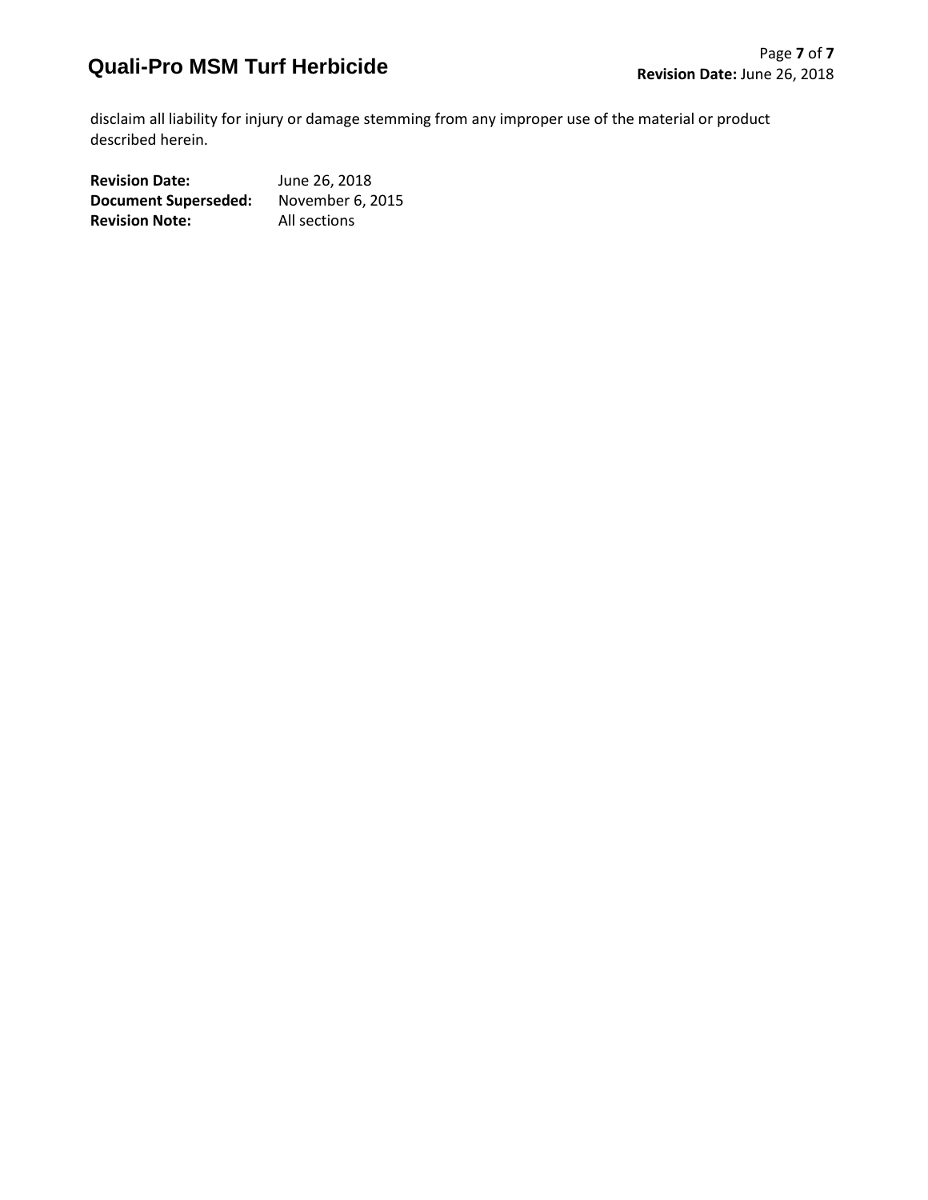disclaim all liability for injury or damage stemming from any improper use of the material or product described herein.

**Revision Date:** June 26, 2018
**Document Superseded:** November 6, 2015
**Revision Note:** All sections